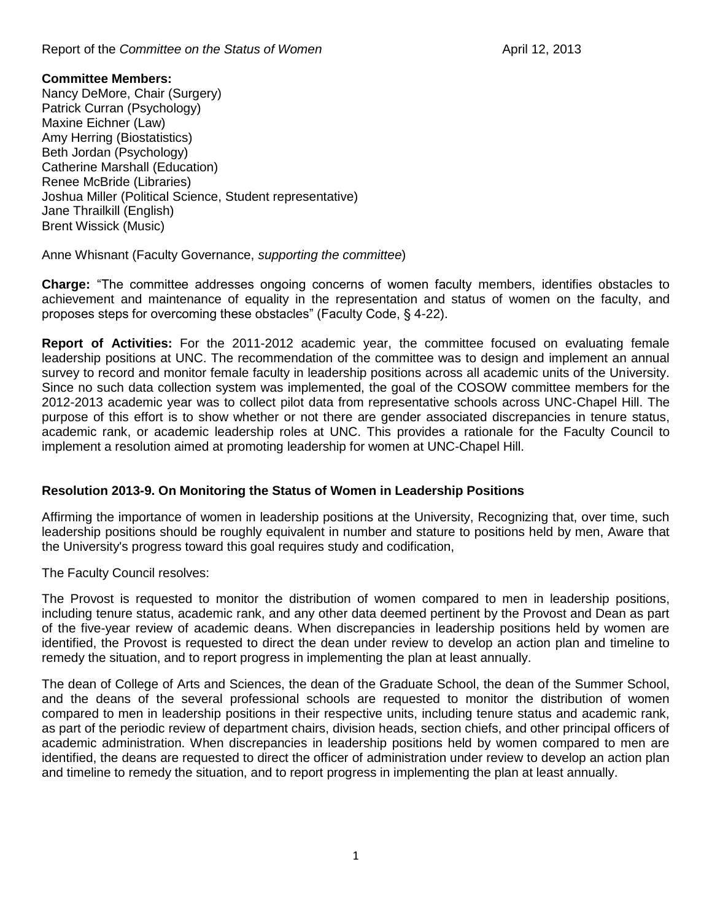Report of the *Committee on the Status of Women* April 12, 2013

**Committee Members:**
Nancy DeMore, Chair (Surgery)
Patrick Curran (Psychology)
Maxine Eichner (Law)
Amy Herring (Biostatistics)
Beth Jordan (Psychology)
Catherine Marshall (Education)
Renee McBride (Libraries)
Joshua Miller (Political Science, Student representative)
Jane Thrailkill (English)
Brent Wissick (Music)

Anne Whisnant (Faculty Governance, *supporting the committee*)

**Charge:** "The committee addresses ongoing concerns of women faculty members, identifies obstacles to achievement and maintenance of equality in the representation and status of women on the faculty, and proposes steps for overcoming these obstacles" (Faculty Code, § 4-22).

**Report of Activities:** For the 2011-2012 academic year, the committee focused on evaluating female leadership positions at UNC. The recommendation of the committee was to design and implement an annual survey to record and monitor female faculty in leadership positions across all academic units of the University. Since no such data collection system was implemented, the goal of the COSOW committee members for the 2012-2013 academic year was to collect pilot data from representative schools across UNC-Chapel Hill. The purpose of this effort is to show whether or not there are gender associated discrepancies in tenure status, academic rank, or academic leadership roles at UNC. This provides a rationale for the Faculty Council to implement a resolution aimed at promoting leadership for women at UNC-Chapel Hill.

## Resolution 2013-9. On Monitoring the Status of Women in Leadership Positions

Affirming the importance of women in leadership positions at the University, Recognizing that, over time, such leadership positions should be roughly equivalent in number and stature to positions held by men, Aware that the University's progress toward this goal requires study and codification,

The Faculty Council resolves:

The Provost is requested to monitor the distribution of women compared to men in leadership positions, including tenure status, academic rank, and any other data deemed pertinent by the Provost and Dean as part of the five-year review of academic deans. When discrepancies in leadership positions held by women are identified, the Provost is requested to direct the dean under review to develop an action plan and timeline to remedy the situation, and to report progress in implementing the plan at least annually.

The dean of College of Arts and Sciences, the dean of the Graduate School, the dean of the Summer School, and the deans of the several professional schools are requested to monitor the distribution of women compared to men in leadership positions in their respective units, including tenure status and academic rank, as part of the periodic review of department chairs, division heads, section chiefs, and other principal officers of academic administration. When discrepancies in leadership positions held by women compared to men are identified, the deans are requested to direct the officer of administration under review to develop an action plan and timeline to remedy the situation, and to report progress in implementing the plan at least annually.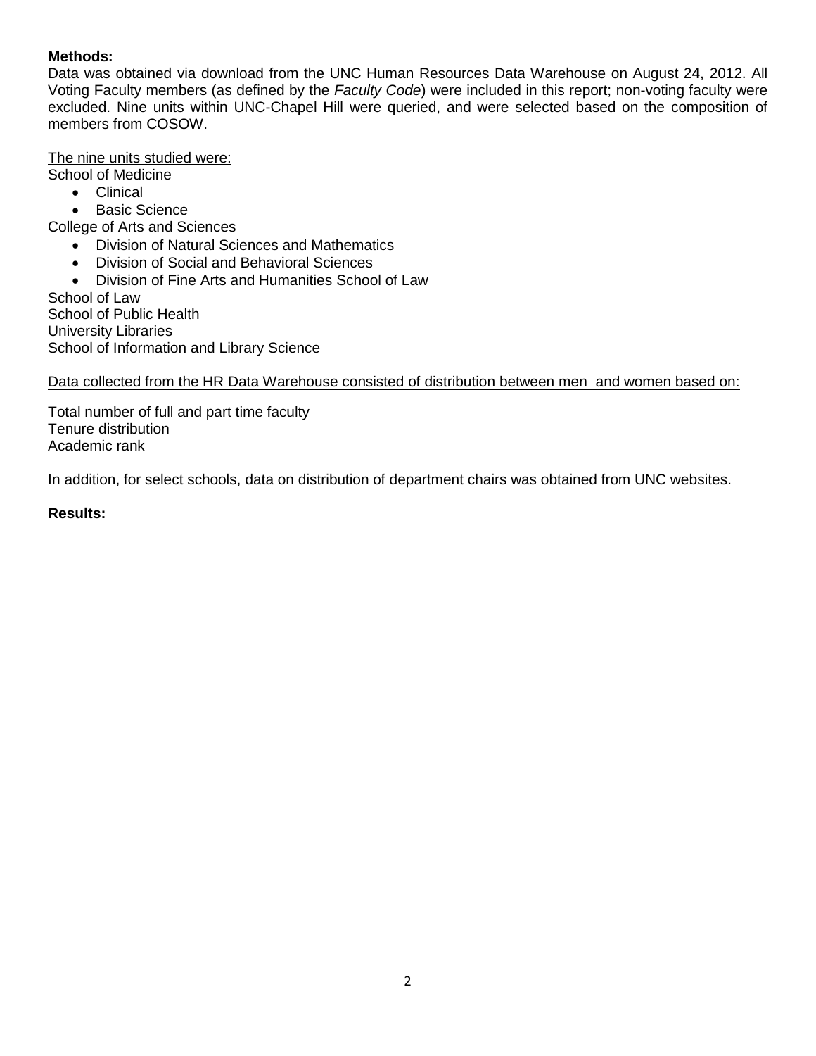**Methods:**

Data was obtained via download from the UNC Human Resources Data Warehouse on August 24, 2012. All Voting Faculty members (as defined by the *Faculty Code*) were included in this report; non-voting faculty were excluded. Nine units within UNC-Chapel Hill were queried, and were selected based on the composition of members from COSOW.

<u>The nine units studied were:</u>

School of Medicine

- Clinical
- Basic Science

College of Arts and Sciences

- Division of Natural Sciences and Mathematics
- Division of Social and Behavioral Sciences
- Division of Fine Arts and Humanities School of Law

School of Law

School of Public Health

University Libraries

School of Information and Library Science

<u>Data collected from the HR Data Warehouse consisted of distribution between men and women based on:</u>

Total number of full and part time faculty

Tenure distribution

Academic rank

In addition, for select schools, data on distribution of department chairs was obtained from UNC websites.

**Results:**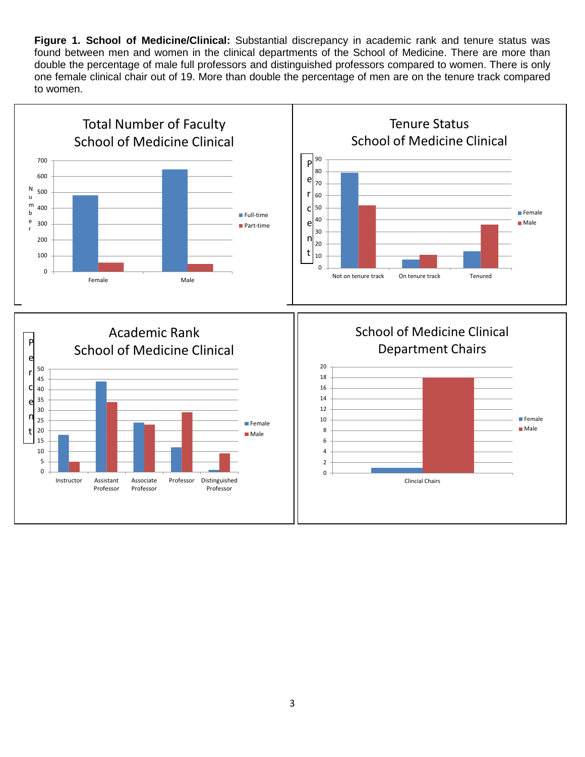**Figure 1. School of Medicine/Clinical:** Substantial discrepancy in academic rank and tenure status was found between men and women in the clinical departments of the School of Medicine. There are more than double the percentage of male full professors and distinguished professors compared to women. There is only one female clinical chair out of 19. More than double the percentage of men are on the tenure track compared to women.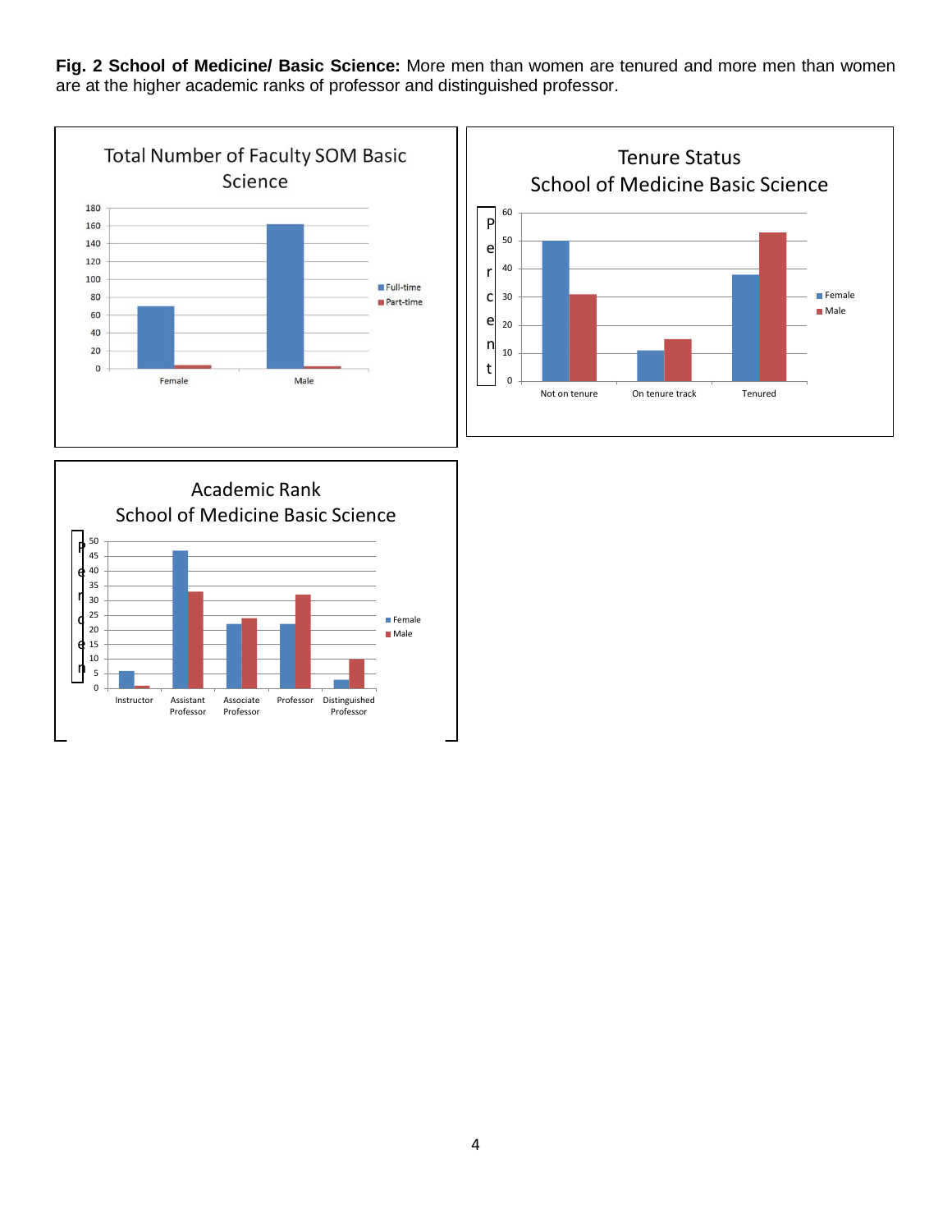**Fig. 2 School of Medicine/ Basic Science:** More men than women are tenured and more men than women are at the higher academic ranks of professor and distinguished professor.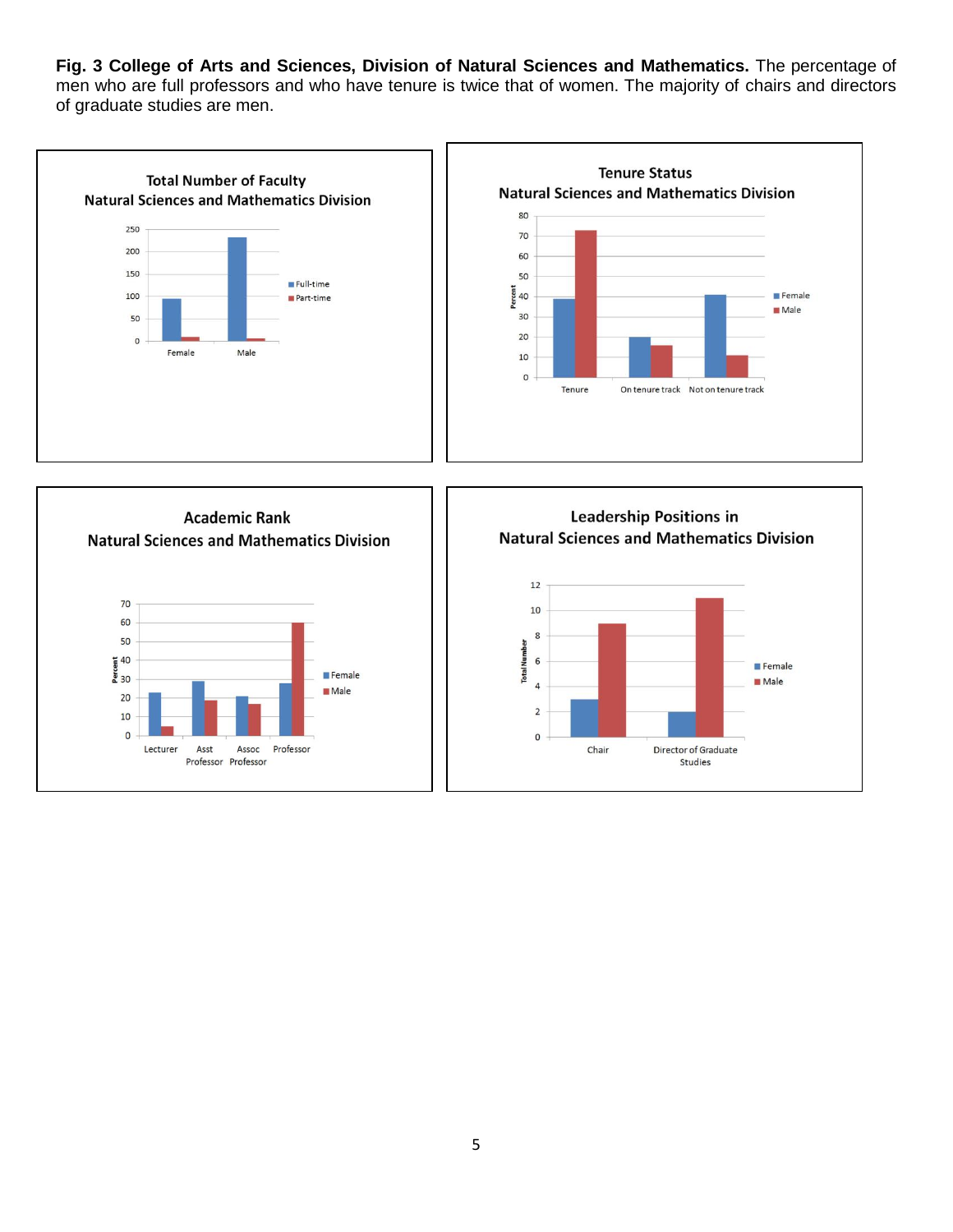**Fig. 3 College of Arts and Sciences, Division of Natural Sciences and Mathematics.** The percentage of men who are full professors and who have tenure is twice that of women. The majority of chairs and directors of graduate studies are men.

**Total Number of Faculty**
**Natural Sciences and Mathematics Division**

**Tenure Status**
**Natural Sciences and Mathematics Division**

**Academic Rank**
**Natural Sciences and Mathematics Division**

**Leadership Positions in**
**Natural Sciences and Mathematics Division**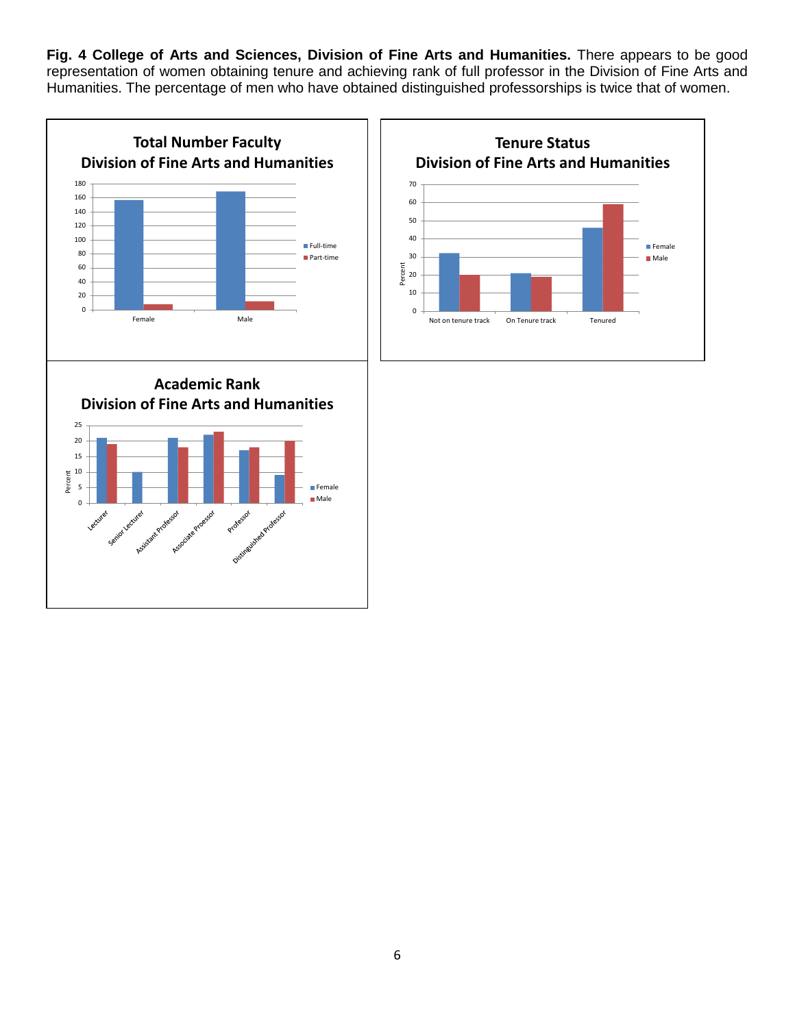**Fig. 4 College of Arts and Sciences, Division of Fine Arts and Humanities.** There appears to be good representation of women obtaining tenure and achieving rank of full professor in the Division of Fine Arts and Humanities. The percentage of men who have obtained distinguished professorships is twice that of women.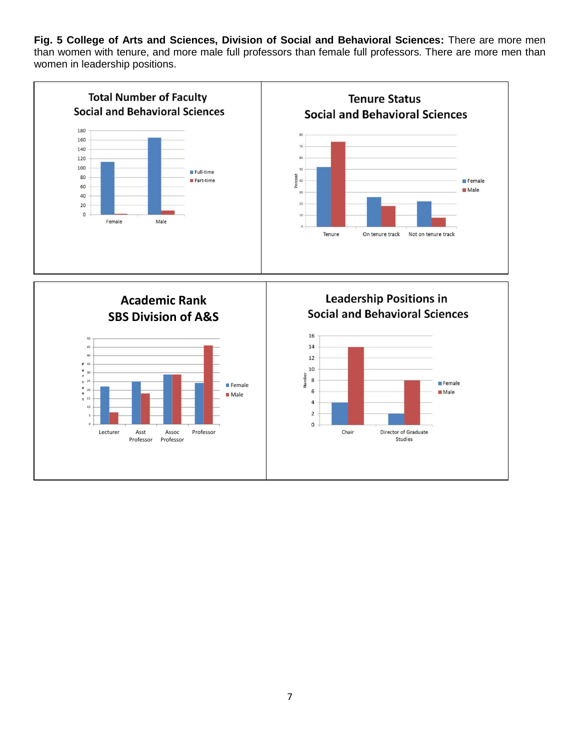**Fig. 5 College of Arts and Sciences, Division of Social and Behavioral Sciences:** There are more men than women with tenure, and more male full professors than female full professors. There are more men than women in leadership positions.

**Total Number of Faculty Social and Behavioral Sciences**

**Tenure Status Social and Behavioral Sciences**

**Academic Rank SBS Division of A&S**

**Leadership Positions in Social and Behavioral Sciences**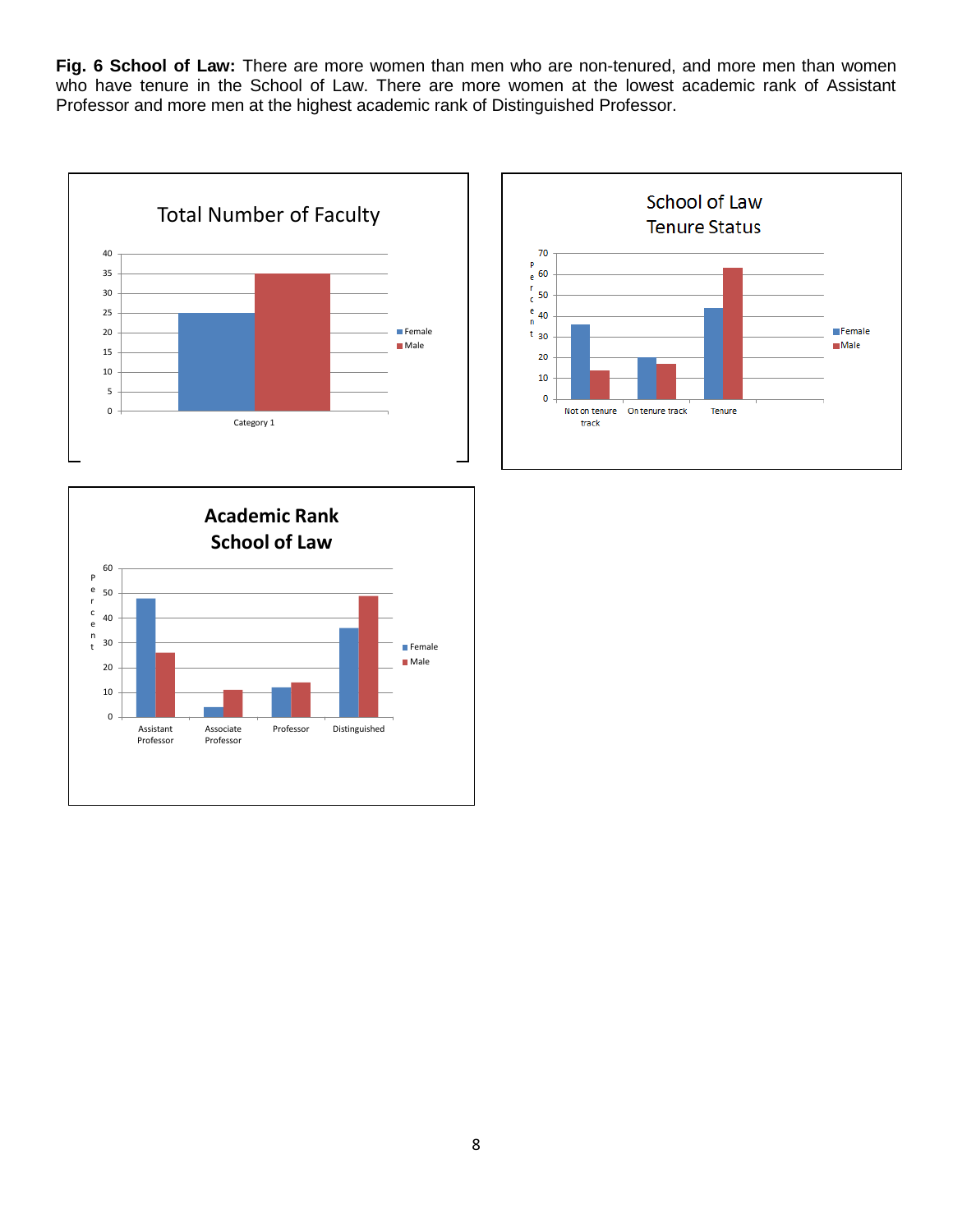**Fig. 6 School of Law:** There are more women than men who are non-tenured, and more men than women who have tenure in the School of Law. There are more women at the lowest academic rank of Assistant Professor and more men at the highest academic rank of Distinguished Professor.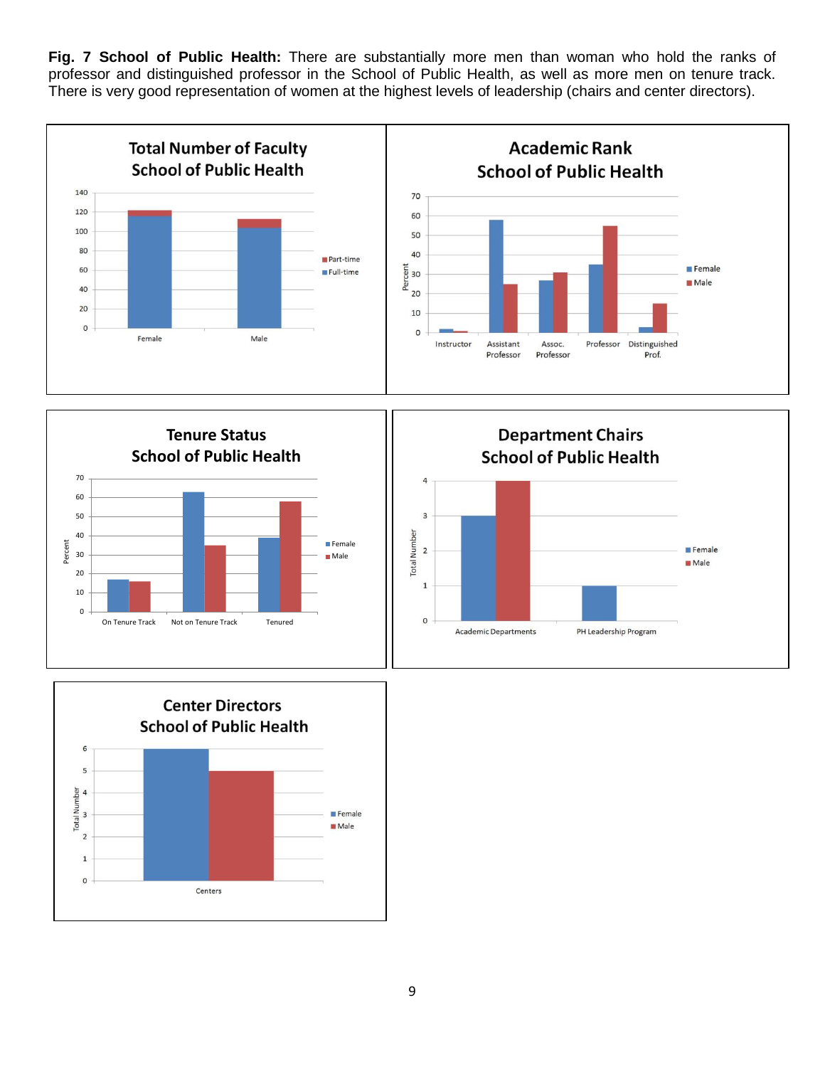**Fig. 7 School of Public Health:** There are substantially more men than woman who hold the ranks of professor and distinguished professor in the School of Public Health, as well as more men on tenure track. There is very good representation of women at the highest levels of leadership (chairs and center directors).

**Total Number of Faculty School of Public Health**

**Academic Rank School of Public Health**

**Tenure Status School of Public Health**

**Department Chairs School of Public Health**

**Center Directors School of Public Health**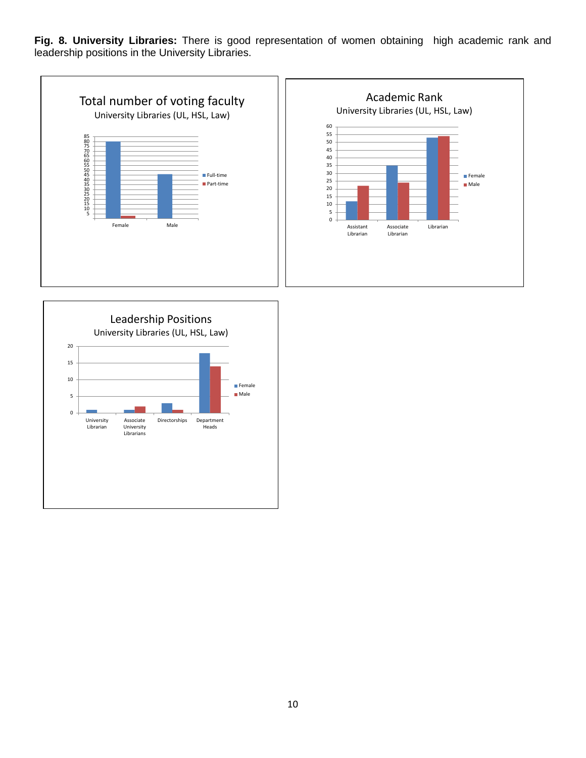**Fig. 8. University Libraries:** There is good representation of women obtaining high academic rank and leadership positions in the University Libraries.

Total number of voting faculty
University Libraries (UL, HSL, Law)

Academic Rank
University Libraries (UL, HSL, Law)

Leadership Positions
University Libraries (UL, HSL, Law)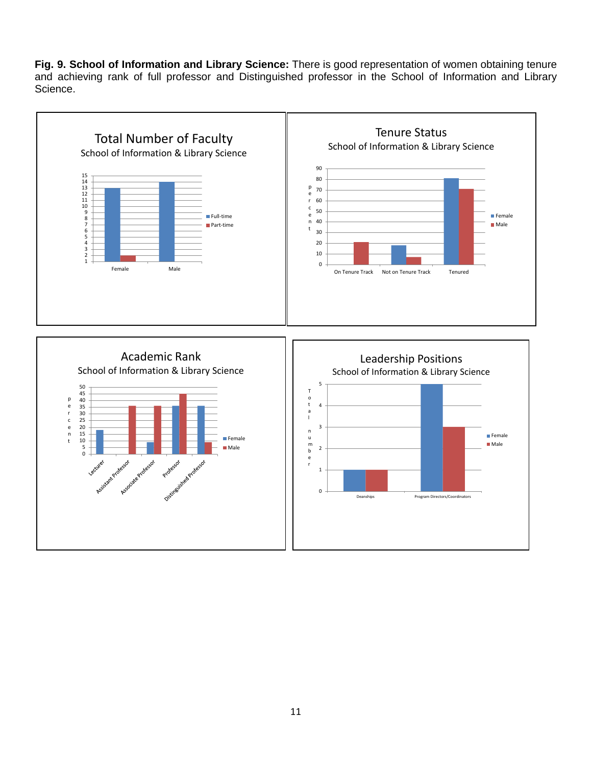**Fig. 9. School of Information and Library Science:** There is good representation of women obtaining tenure and achieving rank of full professor and Distinguished professor in the School of Information and Library Science.

Total Number of Faculty
School of Information & Library Science

15
14
13
12
11
10
9
8
7
6
5
4
3
2
1

Female
Male

Full-time
Part-time

Tenure Status
School of Information & Library Science

percent

90
80
70
60
50
40
30
20
10
0

On Tenure Track
Not on Tenure Track
Tenured

Female
Male

Academic Rank
School of Information & Library Science

percent

50
45
40
35
30
25
20
15
10
5
0

Lecturer
Assistant Professor
Associate Professor
Professor
Distinguished Professor

Female
Male

Leadership Positions
School of Information & Library Science

Total number

5
4
3
2
1
0

Deanships
Program Directors/Coordinators

Female
Male